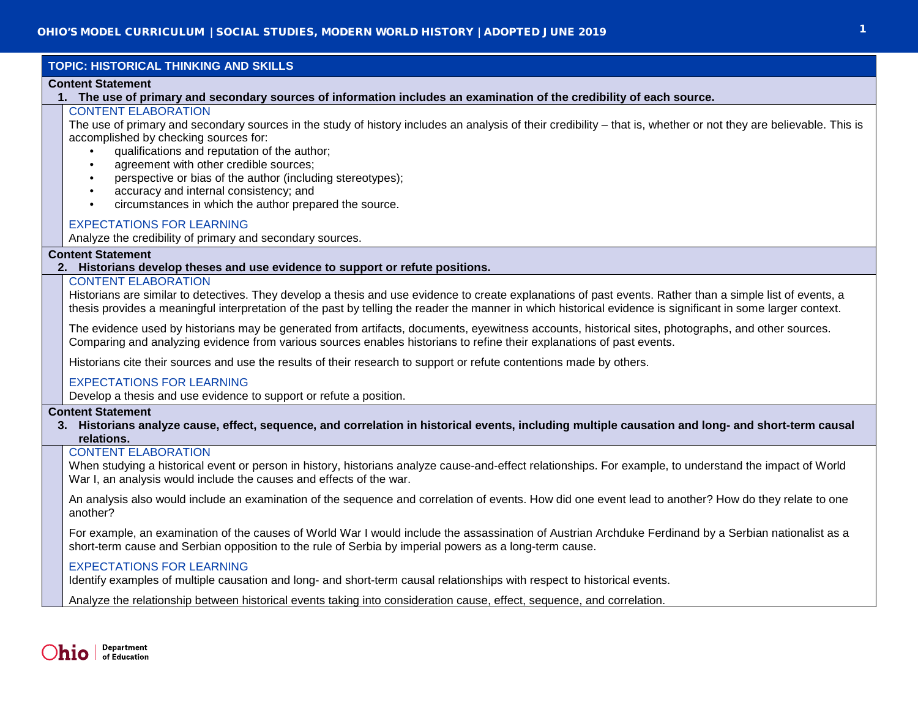## TOPIC: HISTORICAL THINKING AND SKILLS

### Content Statement

**1. The use of primary and secondary sources of information includes an examination of the credibility of each source.**

#### CONTENT ELABORATION

The use of primary and secondary sources in the study of history includes an analysis of their credibility – that is, whether or not they are believable. This is accomplished by checking sources for:

- qualifications and reputation of the author;
- agreement with other credible sources;
- perspective or bias of the author (including stereotypes);
- accuracy and internal consistency; and
- circumstances in which the author prepared the source.

#### EXPECTATIONS FOR LEARNING

Analyze the credibility of primary and secondary sources.

### Content Statement

**2. Historians develop theses and use evidence to support or refute positions.**

#### CONTENT ELABORATION

Historians are similar to detectives. They develop a thesis and use evidence to create explanations of past events. Rather than a simple list of events, a thesis provides a meaningful interpretation of the past by telling the reader the manner in which historical evidence is significant in some larger context.

The evidence used by historians may be generated from artifacts, documents, eyewitness accounts, historical sites, photographs, and other sources. Comparing and analyzing evidence from various sources enables historians to refine their explanations of past events.

Historians cite their sources and use the results of their research to support or refute contentions made by others.

#### EXPECTATIONS FOR LEARNING

Develop a thesis and use evidence to support or refute a position.

### Content Statement

**3. Historians analyze cause, effect, sequence, and correlation in historical events, including multiple causation and long- and short-term causal relations.**

#### CONTENT ELABORATION

When studying a historical event or person in history, historians analyze cause-and-effect relationships. For example, to understand the impact of World War I, an analysis would include the causes and effects of the war.

An analysis also would include an examination of the sequence and correlation of events. How did one event lead to another? How do they relate to one another?

For example, an examination of the causes of World War I would include the assassination of Austrian Archduke Ferdinand by a Serbian nationalist as a short-term cause and Serbian opposition to the rule of Serbia by imperial powers as a long-term cause.

#### EXPECTATIONS FOR LEARNING

Identify examples of multiple causation and long- and short-term causal relationships with respect to historical events.

Analyze the relationship between historical events taking into consideration cause, effect, sequence, and correlation.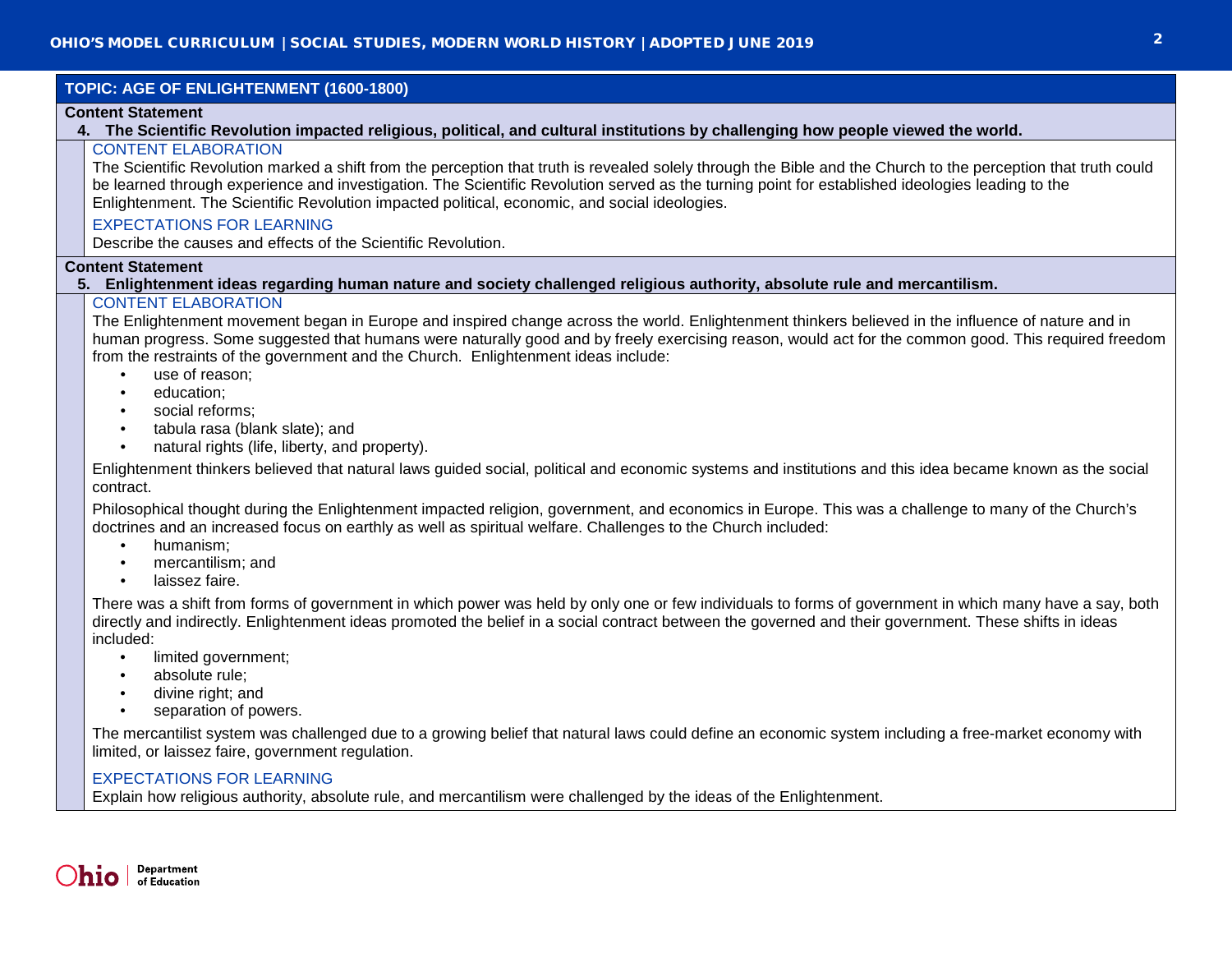## TOPIC: AGE OF ENLIGHTENMENT (1600-1800)

### Content Statement

**4. The Scientific Revolution impacted religious, political, and cultural institutions by challenging how people viewed the world.**

#### CONTENT ELABORATION

The Scientific Revolution marked a shift from the perception that truth is revealed solely through the Bible and the Church to the perception that truth could be learned through experience and investigation. The Scientific Revolution served as the turning point for established ideologies leading to the Enlightenment. The Scientific Revolution impacted political, economic, and social ideologies.

#### EXPECTATIONS FOR LEARNING

Describe the causes and effects of the Scientific Revolution.

### Content Statement

**5. Enlightenment ideas regarding human nature and society challenged religious authority, absolute rule and mercantilism.**

#### CONTENT ELABORATION

The Enlightenment movement began in Europe and inspired change across the world. Enlightenment thinkers believed in the influence of nature and in human progress. Some suggested that humans were naturally good and by freely exercising reason, would act for the common good. This required freedom from the restraints of the government and the Church. Enlightenment ideas include:

- use of reason;
- education;
- social reforms;
- tabula rasa (blank slate); and
- natural rights (life, liberty, and property).

Enlightenment thinkers believed that natural laws guided social, political and economic systems and institutions and this idea became known as the social contract.

Philosophical thought during the Enlightenment impacted religion, government, and economics in Europe. This was a challenge to many of the Church's doctrines and an increased focus on earthly as well as spiritual welfare. Challenges to the Church included:

- humanism;
- mercantilism; and
- laissez faire.

There was a shift from forms of government in which power was held by only one or few individuals to forms of government in which many have a say, both directly and indirectly. Enlightenment ideas promoted the belief in a social contract between the governed and their government. These shifts in ideas included:

- limited government;
- absolute rule;
- divine right; and
- separation of powers.

The mercantilist system was challenged due to a growing belief that natural laws could define an economic system including a free-market economy with limited, or laissez faire, government regulation.

#### EXPECTATIONS FOR LEARNING

Explain how religious authority, absolute rule, and mercantilism were challenged by the ideas of the Enlightenment.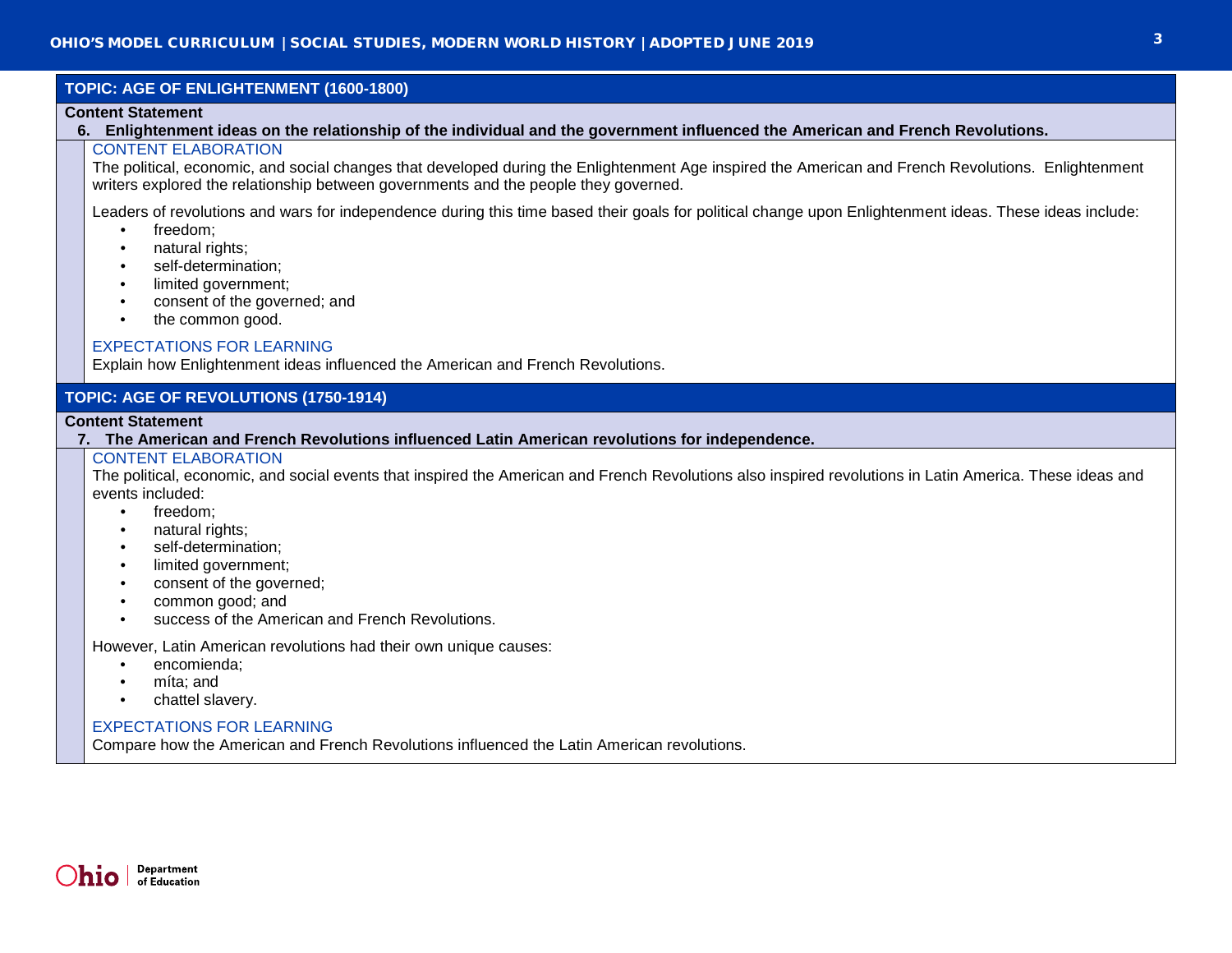## TOPIC: AGE OF ENLIGHTENMENT (1600-1800)

**Content Statement**

**6. Enlightenment ideas on the relationship of the individual and the government influenced the American and French Revolutions.**

### CONTENT ELABORATION

The political, economic, and social changes that developed during the Enlightenment Age inspired the American and French Revolutions. Enlightenment writers explored the relationship between governments and the people they governed.

Leaders of revolutions and wars for independence during this time based their goals for political change upon Enlightenment ideas. These ideas include:

- freedom;
- natural rights;
- self-determination;
- limited government;
- consent of the governed; and
- the common good.

### EXPECTATIONS FOR LEARNING

Explain how Enlightenment ideas influenced the American and French Revolutions.

## TOPIC: AGE OF REVOLUTIONS (1750-1914)

**Content Statement**

**7. The American and French Revolutions influenced Latin American revolutions for independence.**

### CONTENT ELABORATION

The political, economic, and social events that inspired the American and French Revolutions also inspired revolutions in Latin America. These ideas and events included:

- freedom;
- natural rights;
- self-determination;
- limited government;
- consent of the governed;
- common good; and
- success of the American and French Revolutions.

However, Latin American revolutions had their own unique causes:

- encomienda;
- míta; and
- chattel slavery.

### EXPECTATIONS FOR LEARNING

Compare how the American and French Revolutions influenced the Latin American revolutions.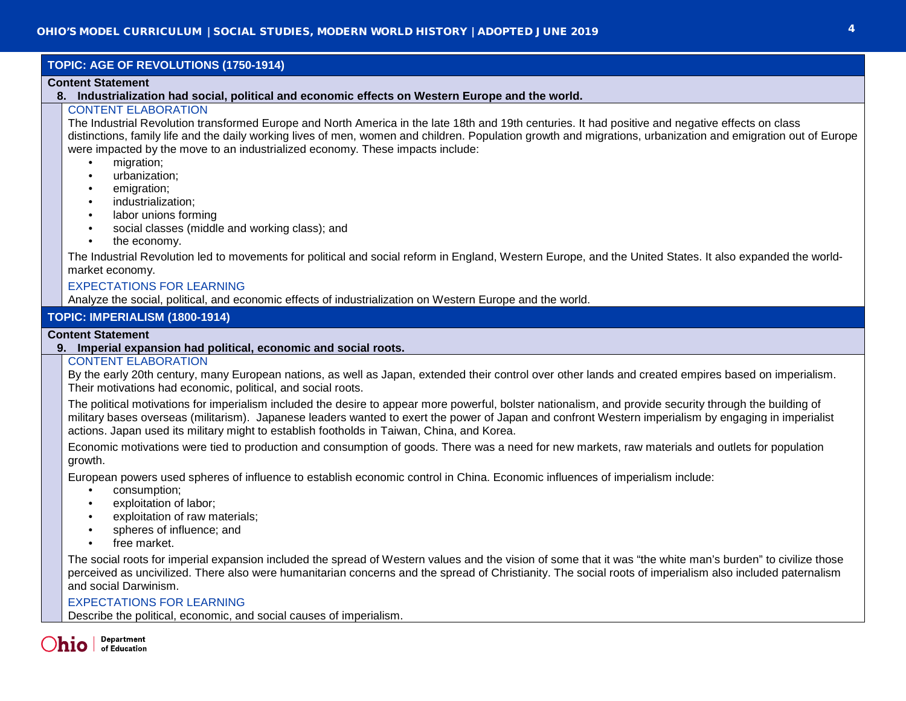## TOPIC: AGE OF REVOLUTIONS (1750-1914)

**Content Statement**

**8. Industrialization had social, political and economic effects on Western Europe and the world.**

CONTENT ELABORATION

The Industrial Revolution transformed Europe and North America in the late 18th and 19th centuries. It had positive and negative effects on class distinctions, family life and the daily working lives of men, women and children. Population growth and migrations, urbanization and emigration out of Europe were impacted by the move to an industrialized economy. These impacts include:

- migration;
- urbanization;
- emigration;
- industrialization;
- labor unions forming
- social classes (middle and working class); and
- the economy.

The Industrial Revolution led to movements for political and social reform in England, Western Europe, and the United States. It also expanded the world-market economy.

EXPECTATIONS FOR LEARNING

Analyze the social, political, and economic effects of industrialization on Western Europe and the world.

## TOPIC: IMPERIALISM (1800-1914)

**Content Statement**

**9. Imperial expansion had political, economic and social roots.**

CONTENT ELABORATION

By the early 20th century, many European nations, as well as Japan, extended their control over other lands and created empires based on imperialism. Their motivations had economic, political, and social roots.

The political motivations for imperialism included the desire to appear more powerful, bolster nationalism, and provide security through the building of military bases overseas (militarism). Japanese leaders wanted to exert the power of Japan and confront Western imperialism by engaging in imperialist actions. Japan used its military might to establish footholds in Taiwan, China, and Korea.

Economic motivations were tied to production and consumption of goods. There was a need for new markets, raw materials and outlets for population growth.

European powers used spheres of influence to establish economic control in China. Economic influences of imperialism include:

- consumption;
- exploitation of labor;
- exploitation of raw materials;
- spheres of influence; and
- free market.

The social roots for imperial expansion included the spread of Western values and the vision of some that it was "the white man's burden" to civilize those perceived as uncivilized. There also were humanitarian concerns and the spread of Christianity. The social roots of imperialism also included paternalism and social Darwinism.

EXPECTATIONS FOR LEARNING

Describe the political, economic, and social causes of imperialism.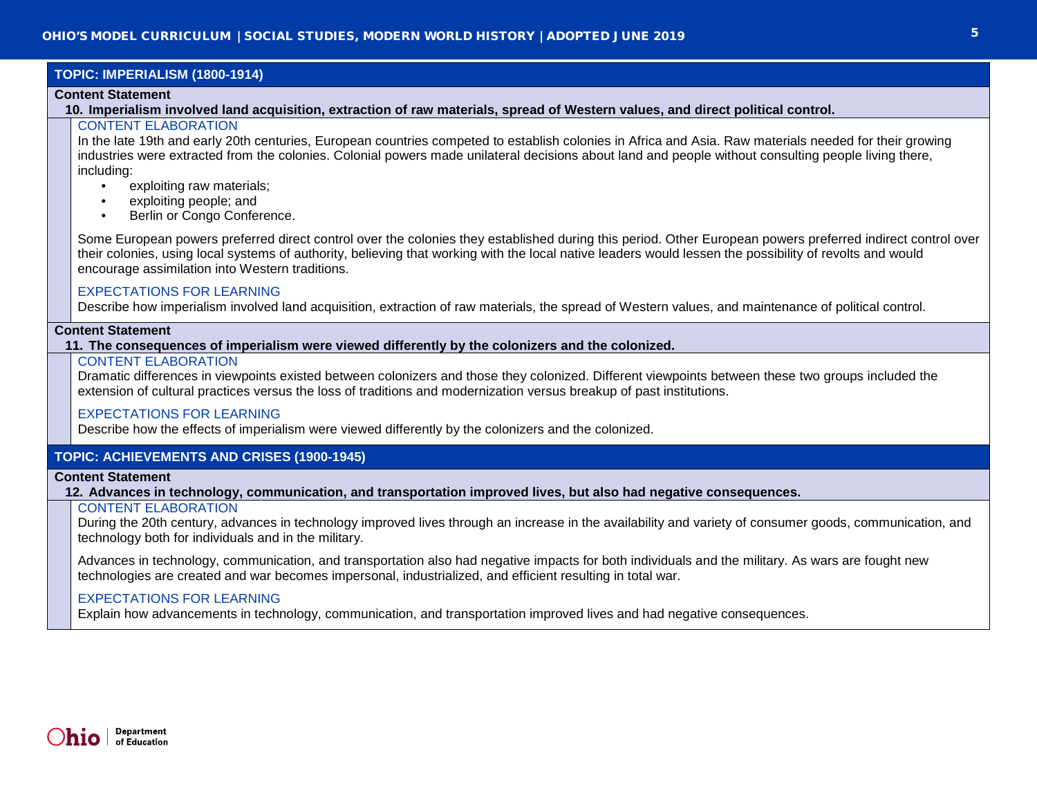## TOPIC: IMPERIALISM (1800-1914)

### Content Statement

**10. Imperialism involved land acquisition, extraction of raw materials, spread of Western values, and direct political control.**

CONTENT ELABORATION

In the late 19th and early 20th centuries, European countries competed to establish colonies in Africa and Asia. Raw materials needed for their growing industries were extracted from the colonies. Colonial powers made unilateral decisions about land and people without consulting people living there, including:

- exploiting raw materials;
- exploiting people; and
- Berlin or Congo Conference.

Some European powers preferred direct control over the colonies they established during this period. Other European powers preferred indirect control over their colonies, using local systems of authority, believing that working with the local native leaders would lessen the possibility of revolts and would encourage assimilation into Western traditions.

EXPECTATIONS FOR LEARNING

Describe how imperialism involved land acquisition, extraction of raw materials, the spread of Western values, and maintenance of political control.

### Content Statement

**11. The consequences of imperialism were viewed differently by the colonizers and the colonized.**

CONTENT ELABORATION

Dramatic differences in viewpoints existed between colonizers and those they colonized. Different viewpoints between these two groups included the extension of cultural practices versus the loss of traditions and modernization versus breakup of past institutions.

EXPECTATIONS FOR LEARNING

Describe how the effects of imperialism were viewed differently by the colonizers and the colonized.

## TOPIC: ACHIEVEMENTS AND CRISES (1900-1945)

### Content Statement

**12. Advances in technology, communication, and transportation improved lives, but also had negative consequences.**

CONTENT ELABORATION

During the 20th century, advances in technology improved lives through an increase in the availability and variety of consumer goods, communication, and technology both for individuals and in the military.

Advances in technology, communication, and transportation also had negative impacts for both individuals and the military. As wars are fought new technologies are created and war becomes impersonal, industrialized, and efficient resulting in total war.

EXPECTATIONS FOR LEARNING

Explain how advancements in technology, communication, and transportation improved lives and had negative consequences.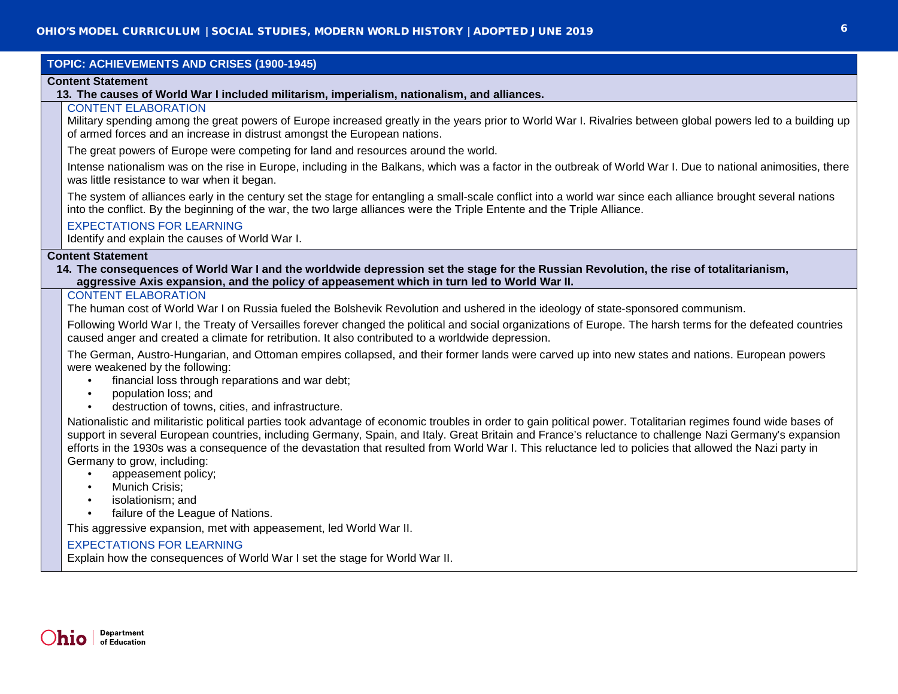## TOPIC: ACHIEVEMENTS AND CRISES (1900-1945)

**Content Statement**

**13. The causes of World War I included militarism, imperialism, nationalism, and alliances.**

CONTENT ELABORATION

Military spending among the great powers of Europe increased greatly in the years prior to World War I. Rivalries between global powers led to a building up of armed forces and an increase in distrust amongst the European nations.

The great powers of Europe were competing for land and resources around the world.

Intense nationalism was on the rise in Europe, including in the Balkans, which was a factor in the outbreak of World War I. Due to national animosities, there was little resistance to war when it began.

The system of alliances early in the century set the stage for entangling a small-scale conflict into a world war since each alliance brought several nations into the conflict. By the beginning of the war, the two large alliances were the Triple Entente and the Triple Alliance.

EXPECTATIONS FOR LEARNING

Identify and explain the causes of World War I.

**Content Statement**

**14. The consequences of World War I and the worldwide depression set the stage for the Russian Revolution, the rise of totalitarianism, aggressive Axis expansion, and the policy of appeasement which in turn led to World War II.**

CONTENT ELABORATION

The human cost of World War I on Russia fueled the Bolshevik Revolution and ushered in the ideology of state-sponsored communism.

Following World War I, the Treaty of Versailles forever changed the political and social organizations of Europe. The harsh terms for the defeated countries caused anger and created a climate for retribution. It also contributed to a worldwide depression.

The German, Austro-Hungarian, and Ottoman empires collapsed, and their former lands were carved up into new states and nations. European powers were weakened by the following:

- financial loss through reparations and war debt;
- population loss; and
- destruction of towns, cities, and infrastructure.

Nationalistic and militaristic political parties took advantage of economic troubles in order to gain political power. Totalitarian regimes found wide bases of support in several European countries, including Germany, Spain, and Italy. Great Britain and France's reluctance to challenge Nazi Germany's expansion efforts in the 1930s was a consequence of the devastation that resulted from World War I. This reluctance led to policies that allowed the Nazi party in Germany to grow, including:

- appeasement policy;
- Munich Crisis;
- isolationism; and
- failure of the League of Nations.

This aggressive expansion, met with appeasement, led World War II.

EXPECTATIONS FOR LEARNING

Explain how the consequences of World War I set the stage for World War II.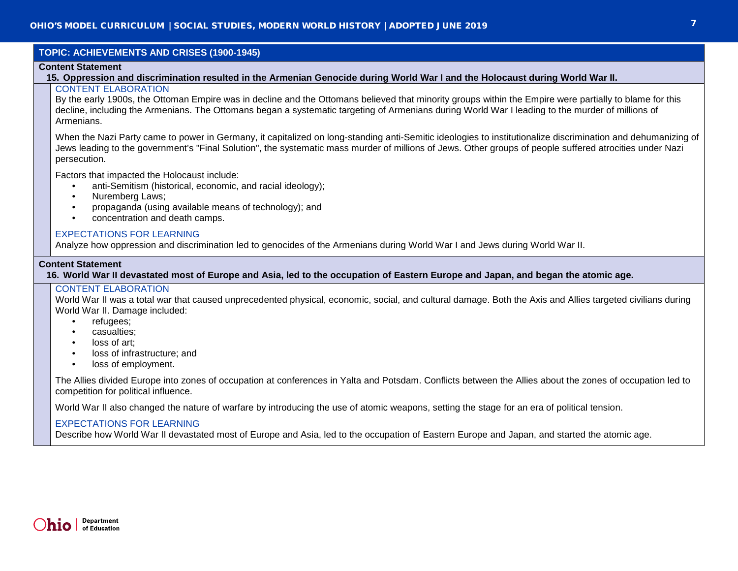## TOPIC: ACHIEVEMENTS AND CRISES (1900-1945)

### Content Statement

**15. Oppression and discrimination resulted in the Armenian Genocide during World War I and the Holocaust during World War II.**

#### CONTENT ELABORATION

By the early 1900s, the Ottoman Empire was in decline and the Ottomans believed that minority groups within the Empire were partially to blame for this decline, including the Armenians. The Ottomans began a systematic targeting of Armenians during World War I leading to the murder of millions of Armenians.

When the Nazi Party came to power in Germany, it capitalized on long-standing anti-Semitic ideologies to institutionalize discrimination and dehumanizing of Jews leading to the government's "Final Solution", the systematic mass murder of millions of Jews. Other groups of people suffered atrocities under Nazi persecution.

Factors that impacted the Holocaust include:

- anti-Semitism (historical, economic, and racial ideology);
- Nuremberg Laws;
- propaganda (using available means of technology); and
- concentration and death camps.

#### EXPECTATIONS FOR LEARNING

Analyze how oppression and discrimination led to genocides of the Armenians during World War I and Jews during World War II.

### Content Statement

**16. World War II devastated most of Europe and Asia, led to the occupation of Eastern Europe and Japan, and began the atomic age.**

#### CONTENT ELABORATION

World War II was a total war that caused unprecedented physical, economic, social, and cultural damage. Both the Axis and Allies targeted civilians during World War II. Damage included:

- refugees;
- casualties;
- loss of art;
- loss of infrastructure; and
- loss of employment.

The Allies divided Europe into zones of occupation at conferences in Yalta and Potsdam. Conflicts between the Allies about the zones of occupation led to competition for political influence.

World War II also changed the nature of warfare by introducing the use of atomic weapons, setting the stage for an era of political tension.

#### EXPECTATIONS FOR LEARNING

Describe how World War II devastated most of Europe and Asia, led to the occupation of Eastern Europe and Japan, and started the atomic age.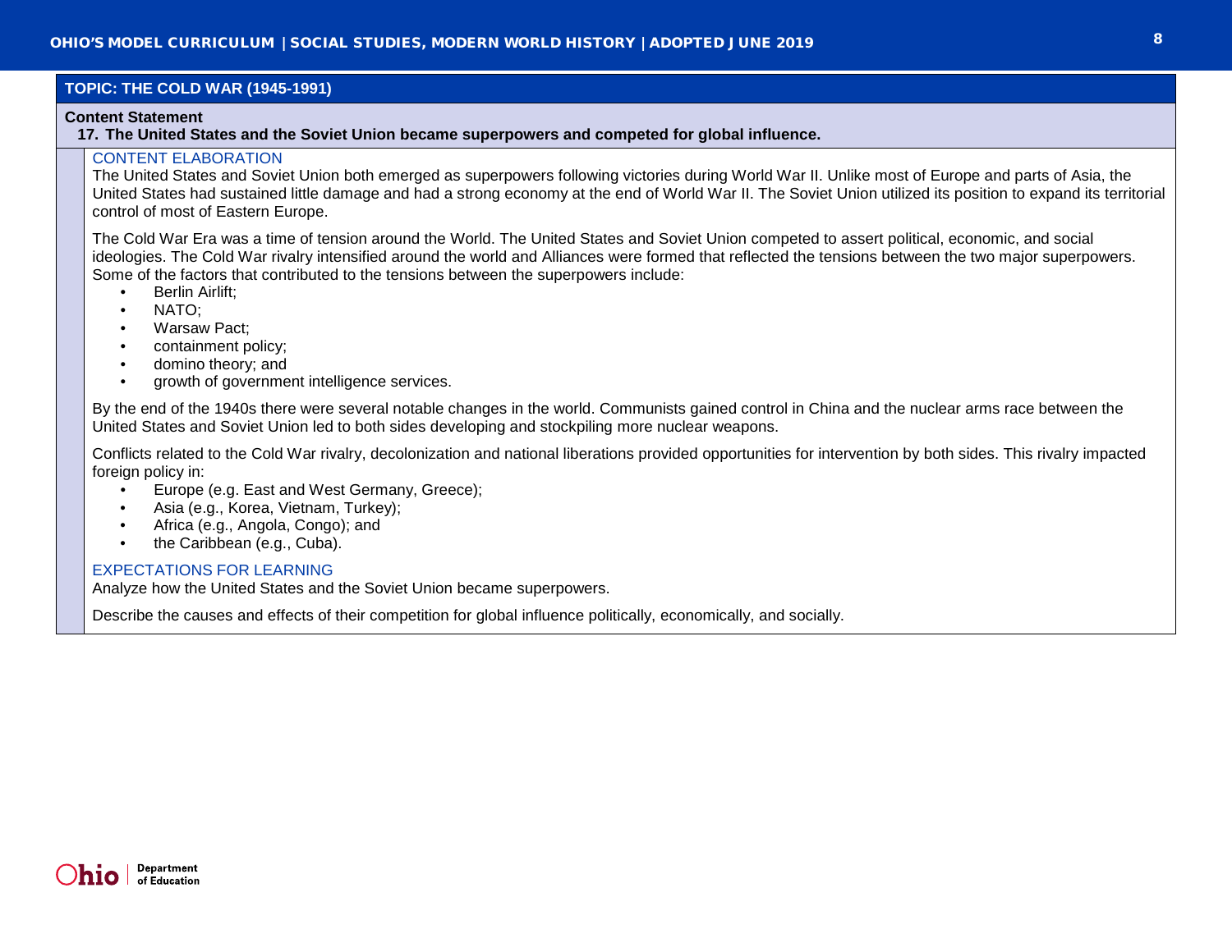## TOPIC: THE COLD WAR (1945-1991)

**Content Statement**

**17. The United States and the Soviet Union became superpowers and competed for global influence.**

### CONTENT ELABORATION

The United States and Soviet Union both emerged as superpowers following victories during World War II. Unlike most of Europe and parts of Asia, the United States had sustained little damage and had a strong economy at the end of World War II. The Soviet Union utilized its position to expand its territorial control of most of Eastern Europe.

The Cold War Era was a time of tension around the World. The United States and Soviet Union competed to assert political, economic, and social ideologies. The Cold War rivalry intensified around the world and Alliances were formed that reflected the tensions between the two major superpowers. Some of the factors that contributed to the tensions between the superpowers include:

- Berlin Airlift;
- NATO;
- Warsaw Pact;
- containment policy;
- domino theory; and
- growth of government intelligence services.

By the end of the 1940s there were several notable changes in the world. Communists gained control in China and the nuclear arms race between the United States and Soviet Union led to both sides developing and stockpiling more nuclear weapons.

Conflicts related to the Cold War rivalry, decolonization and national liberations provided opportunities for intervention by both sides. This rivalry impacted foreign policy in:

- Europe (e.g. East and West Germany, Greece);
- Asia (e.g., Korea, Vietnam, Turkey);
- Africa (e.g., Angola, Congo); and
- the Caribbean (e.g., Cuba).

### EXPECTATIONS FOR LEARNING

Analyze how the United States and the Soviet Union became superpowers.

Describe the causes and effects of their competition for global influence politically, economically, and socially.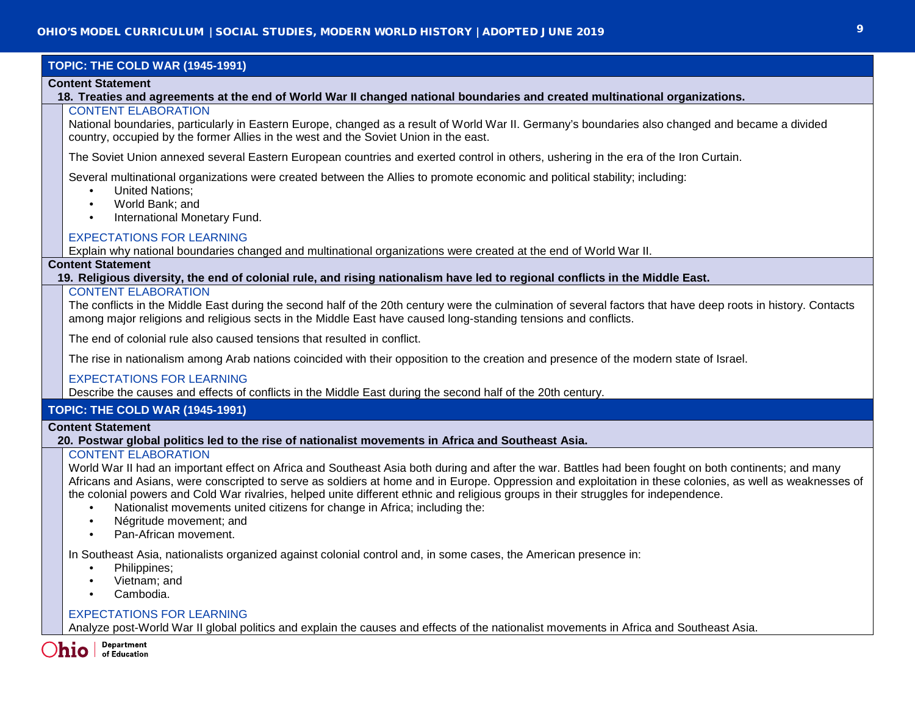## TOPIC: THE COLD WAR (1945-1991)

**Content Statement**

**18. Treaties and agreements at the end of World War II changed national boundaries and created multinational organizations.**

CONTENT ELABORATION

National boundaries, particularly in Eastern Europe, changed as a result of World War II. Germany's boundaries also changed and became a divided country, occupied by the former Allies in the west and the Soviet Union in the east.

The Soviet Union annexed several Eastern European countries and exerted control in others, ushering in the era of the Iron Curtain.

Several multinational organizations were created between the Allies to promote economic and political stability; including:

- United Nations;
- World Bank; and
- International Monetary Fund.

EXPECTATIONS FOR LEARNING

Explain why national boundaries changed and multinational organizations were created at the end of World War II.

**Content Statement**

**19. Religious diversity, the end of colonial rule, and rising nationalism have led to regional conflicts in the Middle East.**

CONTENT ELABORATION

The conflicts in the Middle East during the second half of the 20th century were the culmination of several factors that have deep roots in history. Contacts among major religions and religious sects in the Middle East have caused long-standing tensions and conflicts.

The end of colonial rule also caused tensions that resulted in conflict.

The rise in nationalism among Arab nations coincided with their opposition to the creation and presence of the modern state of Israel.

EXPECTATIONS FOR LEARNING

Describe the causes and effects of conflicts in the Middle East during the second half of the 20th century.

## TOPIC: THE COLD WAR (1945-1991)

**Content Statement**

**20. Postwar global politics led to the rise of nationalist movements in Africa and Southeast Asia.**

CONTENT ELABORATION

World War II had an important effect on Africa and Southeast Asia both during and after the war. Battles had been fought on both continents; and many Africans and Asians, were conscripted to serve as soldiers at home and in Europe. Oppression and exploitation in these colonies, as well as weaknesses of the colonial powers and Cold War rivalries, helped unite different ethnic and religious groups in their struggles for independence.

- Nationalist movements united citizens for change in Africa; including the:
- Négritude movement; and
- Pan-African movement.

In Southeast Asia, nationalists organized against colonial control and, in some cases, the American presence in:

- Philippines;
- Vietnam; and
- Cambodia.

EXPECTATIONS FOR LEARNING

Analyze post-World War II global politics and explain the causes and effects of the nationalist movements in Africa and Southeast Asia.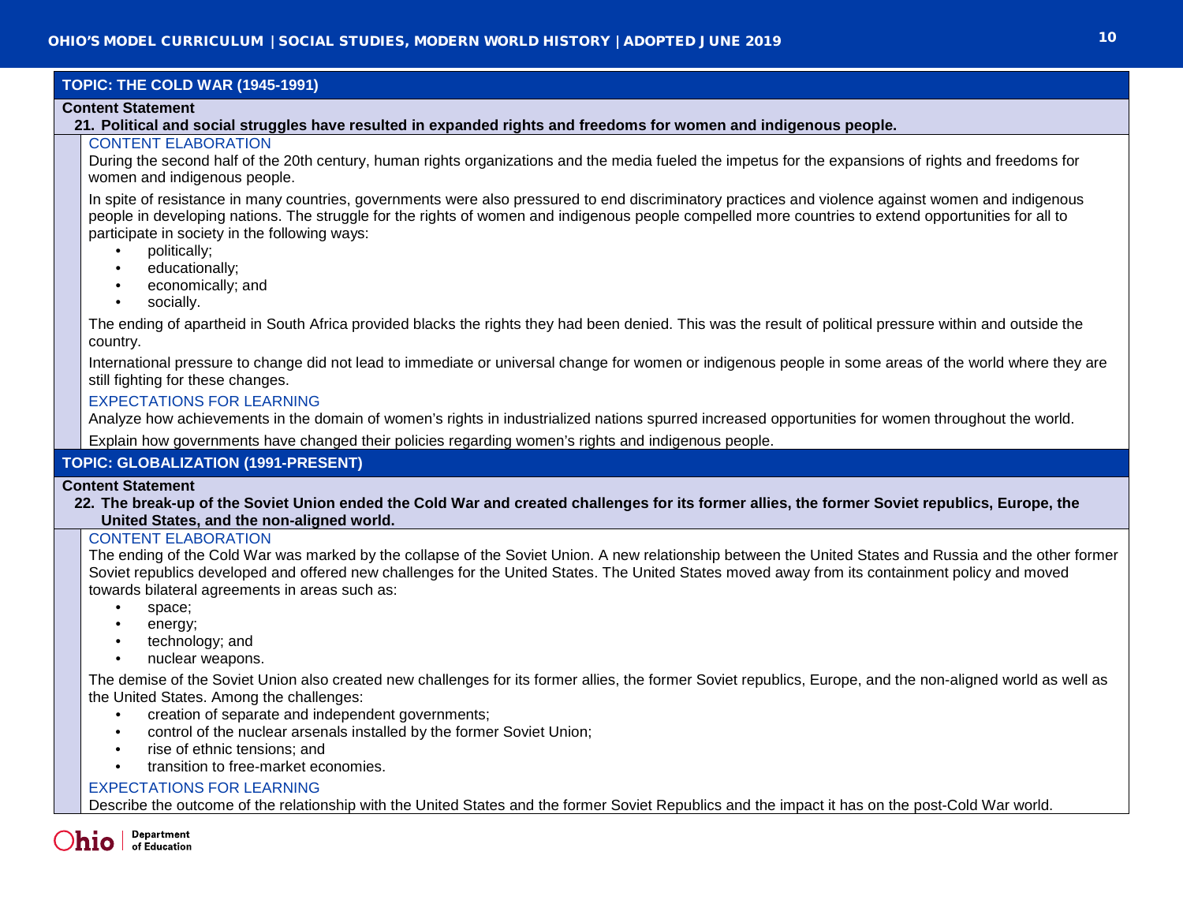## TOPIC: THE COLD WAR (1945-1991)

**Content Statement**

**21. Political and social struggles have resulted in expanded rights and freedoms for women and indigenous people.**

### CONTENT ELABORATION

During the second half of the 20th century, human rights organizations and the media fueled the impetus for the expansions of rights and freedoms for women and indigenous people.

In spite of resistance in many countries, governments were also pressured to end discriminatory practices and violence against women and indigenous people in developing nations. The struggle for the rights of women and indigenous people compelled more countries to extend opportunities for all to participate in society in the following ways:

- politically;
- educationally;
- economically; and
- socially.

The ending of apartheid in South Africa provided blacks the rights they had been denied. This was the result of political pressure within and outside the country.

International pressure to change did not lead to immediate or universal change for women or indigenous people in some areas of the world where they are still fighting for these changes.

### EXPECTATIONS FOR LEARNING

Analyze how achievements in the domain of women's rights in industrialized nations spurred increased opportunities for women throughout the world.

Explain how governments have changed their policies regarding women's rights and indigenous people.

## TOPIC: GLOBALIZATION (1991-PRESENT)

**Content Statement**

**22. The break-up of the Soviet Union ended the Cold War and created challenges for its former allies, the former Soviet republics, Europe, the United States, and the non-aligned world.**

### CONTENT ELABORATION

The ending of the Cold War was marked by the collapse of the Soviet Union. A new relationship between the United States and Russia and the other former Soviet republics developed and offered new challenges for the United States. The United States moved away from its containment policy and moved towards bilateral agreements in areas such as:

- space;
- energy;
- technology; and
- nuclear weapons.

The demise of the Soviet Union also created new challenges for its former allies, the former Soviet republics, Europe, and the non-aligned world as well as the United States. Among the challenges:

- creation of separate and independent governments;
- control of the nuclear arsenals installed by the former Soviet Union;
- rise of ethnic tensions; and
- transition to free-market economies.

### EXPECTATIONS FOR LEARNING

Describe the outcome of the relationship with the United States and the former Soviet Republics and the impact it has on the post-Cold War world.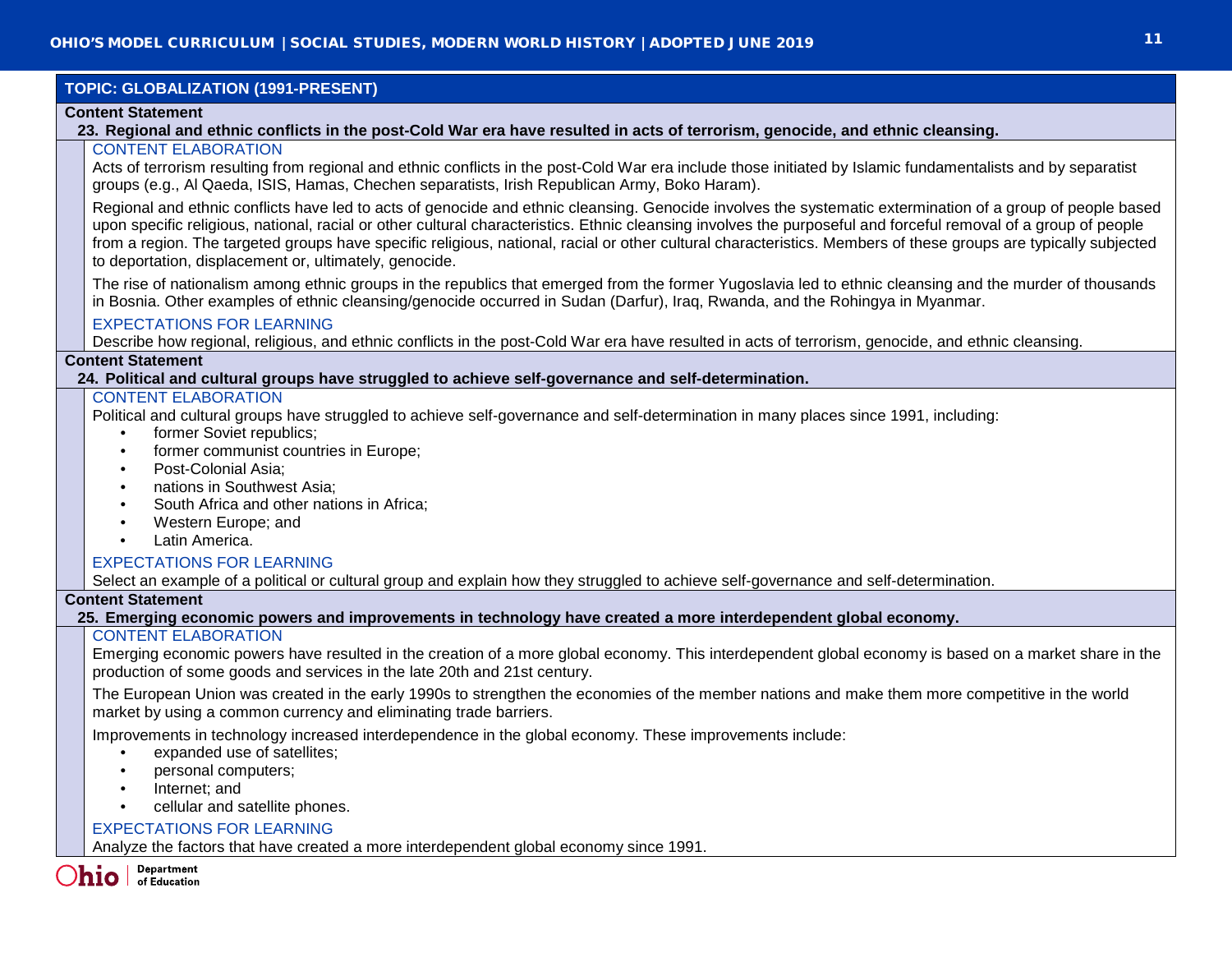## TOPIC: GLOBALIZATION (1991-PRESENT)

### Content Statement

**23. Regional and ethnic conflicts in the post-Cold War era have resulted in acts of terrorism, genocide, and ethnic cleansing.**

#### CONTENT ELABORATION

Acts of terrorism resulting from regional and ethnic conflicts in the post-Cold War era include those initiated by Islamic fundamentalists and by separatist groups (e.g., Al Qaeda, ISIS, Hamas, Chechen separatists, Irish Republican Army, Boko Haram).

Regional and ethnic conflicts have led to acts of genocide and ethnic cleansing. Genocide involves the systematic extermination of a group of people based upon specific religious, national, racial or other cultural characteristics. Ethnic cleansing involves the purposeful and forceful removal of a group of people from a region. The targeted groups have specific religious, national, racial or other cultural characteristics. Members of these groups are typically subjected to deportation, displacement or, ultimately, genocide.

The rise of nationalism among ethnic groups in the republics that emerged from the former Yugoslavia led to ethnic cleansing and the murder of thousands in Bosnia. Other examples of ethnic cleansing/genocide occurred in Sudan (Darfur), Iraq, Rwanda, and the Rohingya in Myanmar.

#### EXPECTATIONS FOR LEARNING

Describe how regional, religious, and ethnic conflicts in the post-Cold War era have resulted in acts of terrorism, genocide, and ethnic cleansing.

### Content Statement

**24. Political and cultural groups have struggled to achieve self-governance and self-determination.**

#### CONTENT ELABORATION

Political and cultural groups have struggled to achieve self-governance and self-determination in many places since 1991, including:

- former Soviet republics;
- former communist countries in Europe;
- Post-Colonial Asia;
- nations in Southwest Asia;
- South Africa and other nations in Africa;
- Western Europe; and
- Latin America.

#### EXPECTATIONS FOR LEARNING

Select an example of a political or cultural group and explain how they struggled to achieve self-governance and self-determination.

### Content Statement

**25. Emerging economic powers and improvements in technology have created a more interdependent global economy.**

#### CONTENT ELABORATION

Emerging economic powers have resulted in the creation of a more global economy. This interdependent global economy is based on a market share in the production of some goods and services in the late 20th and 21st century.

The European Union was created in the early 1990s to strengthen the economies of the member nations and make them more competitive in the world market by using a common currency and eliminating trade barriers.

Improvements in technology increased interdependence in the global economy. These improvements include:

- expanded use of satellites;
- personal computers;
- Internet; and
- cellular and satellite phones.

#### EXPECTATIONS FOR LEARNING

Analyze the factors that have created a more interdependent global economy since 1991.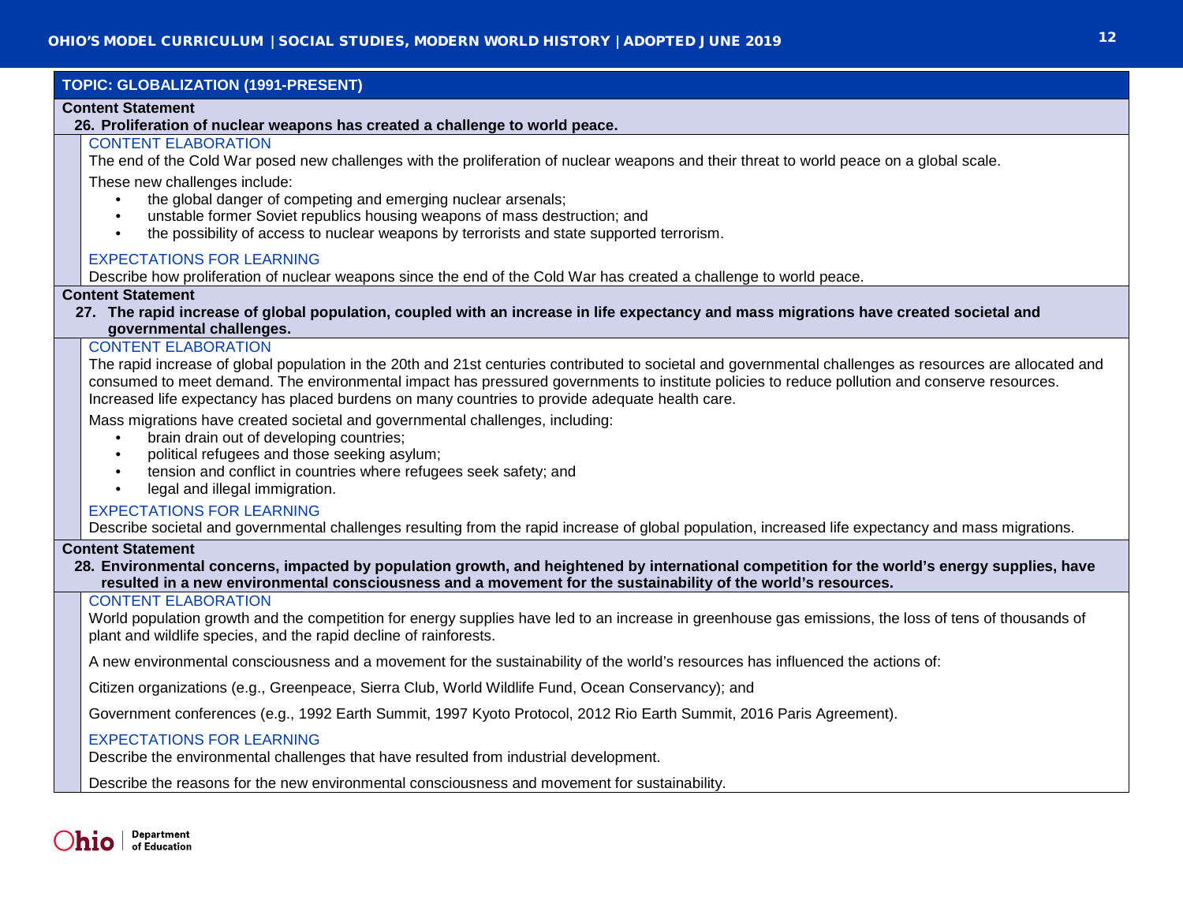## TOPIC: GLOBALIZATION (1991-PRESENT)

### Content Statement

**26. Proliferation of nuclear weapons has created a challenge to world peace.**

#### CONTENT ELABORATION

The end of the Cold War posed new challenges with the proliferation of nuclear weapons and their threat to world peace on a global scale.

These new challenges include:

- the global danger of competing and emerging nuclear arsenals;
- unstable former Soviet republics housing weapons of mass destruction; and
- the possibility of access to nuclear weapons by terrorists and state supported terrorism.

#### EXPECTATIONS FOR LEARNING

Describe how proliferation of nuclear weapons since the end of the Cold War has created a challenge to world peace.

### Content Statement

**27. The rapid increase of global population, coupled with an increase in life expectancy and mass migrations have created societal and governmental challenges.**

#### CONTENT ELABORATION

The rapid increase of global population in the 20th and 21st centuries contributed to societal and governmental challenges as resources are allocated and consumed to meet demand. The environmental impact has pressured governments to institute policies to reduce pollution and conserve resources. Increased life expectancy has placed burdens on many countries to provide adequate health care.

Mass migrations have created societal and governmental challenges, including:

- brain drain out of developing countries;
- political refugees and those seeking asylum;
- tension and conflict in countries where refugees seek safety; and
- legal and illegal immigration.

#### EXPECTATIONS FOR LEARNING

Describe societal and governmental challenges resulting from the rapid increase of global population, increased life expectancy and mass migrations.

### Content Statement

**28. Environmental concerns, impacted by population growth, and heightened by international competition for the world's energy supplies, have resulted in a new environmental consciousness and a movement for the sustainability of the world's resources.**

#### CONTENT ELABORATION

World population growth and the competition for energy supplies have led to an increase in greenhouse gas emissions, the loss of tens of thousands of plant and wildlife species, and the rapid decline of rainforests.

A new environmental consciousness and a movement for the sustainability of the world's resources has influenced the actions of:

Citizen organizations (e.g., Greenpeace, Sierra Club, World Wildlife Fund, Ocean Conservancy); and

Government conferences (e.g., 1992 Earth Summit, 1997 Kyoto Protocol, 2012 Rio Earth Summit, 2016 Paris Agreement).

#### EXPECTATIONS FOR LEARNING

Describe the environmental challenges that have resulted from industrial development.

Describe the reasons for the new environmental consciousness and movement for sustainability.